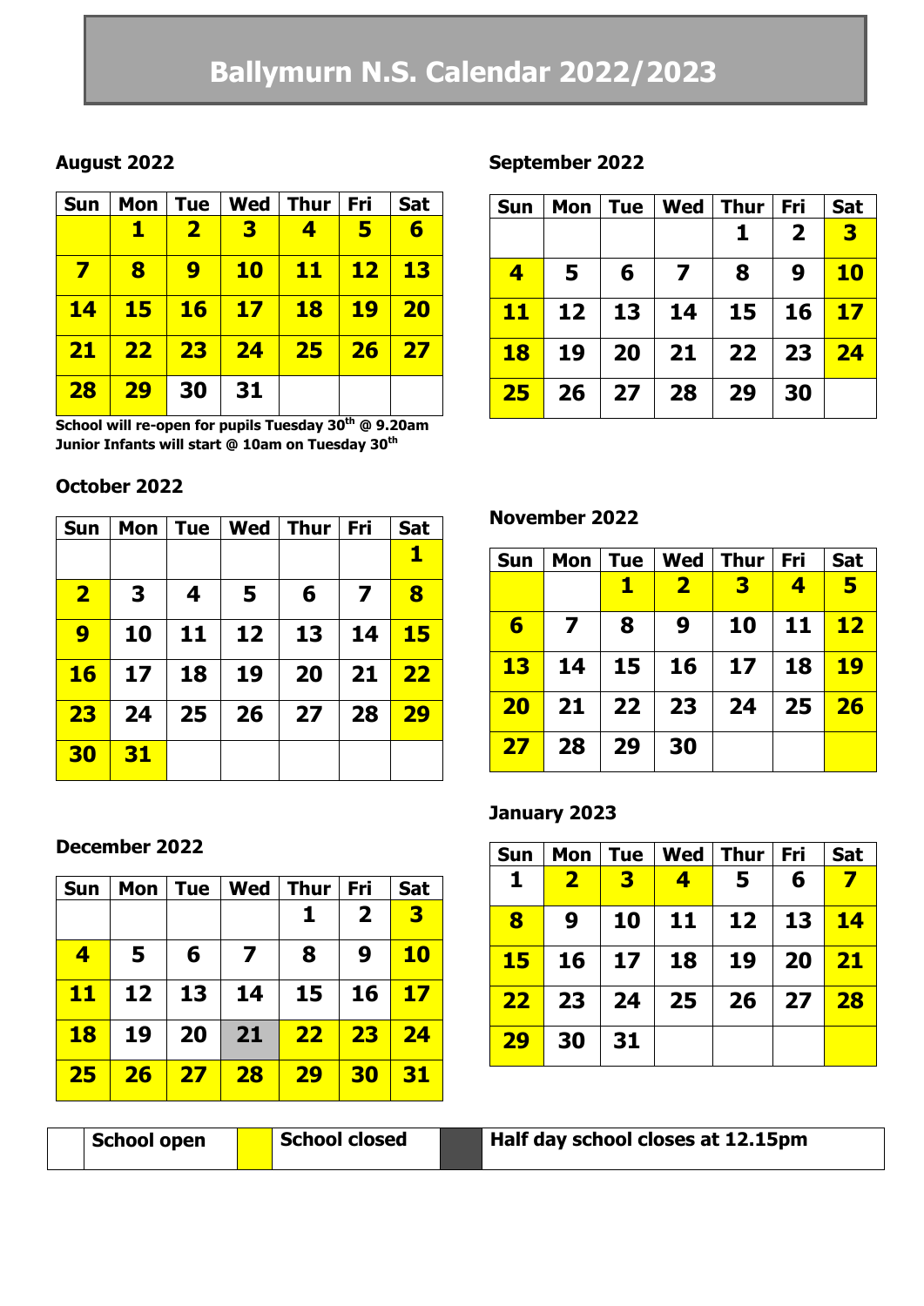# Ballymurn N.S. Calendar 2022/2023

### August 2022

| Sun | Mon | Tue | Wed | Thur | Fri | Sat |
|---|---|---|---|---|---|---|
| | 1 | 2 | 3 | 4 | 5 | 6 |
| 7 | 8 | 9 | 10 | 11 | 12 | 13 |
| 14 | 15 | 16 | 17 | 18 | 19 | 20 |
| 21 | 22 | 23 | 24 | 25 | 26 | 27 |
| 28 | 29 | 30 | 31 | | | |

**School will re-open for pupils Tuesday 30th @ 9.20am**
**Junior Infants will start @ 10am on Tuesday 30th**

### September 2022

| Sun | Mon | Tue | Wed | Thur | Fri | Sat |
|---|---|---|---|---|---|---|
| | | | | 1 | 2 | 3 |
| 4 | 5 | 6 | 7 | 8 | 9 | 10 |
| 11 | 12 | 13 | 14 | 15 | 16 | 17 |
| 18 | 19 | 20 | 21 | 22 | 23 | 24 |
| 25 | 26 | 27 | 28 | 29 | 30 | |

### October 2022

| Sun | Mon | Tue | Wed | Thur | Fri | Sat |
|---|---|---|---|---|---|---|
| | | | | | | 1 |
| 2 | 3 | 4 | 5 | 6 | 7 | 8 |
| 9 | 10 | 11 | 12 | 13 | 14 | 15 |
| 16 | 17 | 18 | 19 | 20 | 21 | 22 |
| 23 | 24 | 25 | 26 | 27 | 28 | 29 |
| 30 | 31 | | | | | |

### November 2022

| Sun | Mon | Tue | Wed | Thur | Fri | Sat |
|---|---|---|---|---|---|---|
| | | 1 | 2 | 3 | 4 | 5 |
| 6 | 7 | 8 | 9 | 10 | 11 | 12 |
| 13 | 14 | 15 | 16 | 17 | 18 | 19 |
| 20 | 21 | 22 | 23 | 24 | 25 | 26 |
| 27 | 28 | 29 | 30 | | | |

### December 2022

| Sun | Mon | Tue | Wed | Thur | Fri | Sat |
|---|---|---|---|---|---|---|
| | | | | 1 | 2 | 3 |
| 4 | 5 | 6 | 7 | 8 | 9 | 10 |
| 11 | 12 | 13 | 14 | 15 | 16 | 17 |
| 18 | 19 | 20 | 21 | 22 | 23 | 24 |
| 25 | 26 | 27 | 28 | 29 | 30 | 31 |

### January 2023

| Sun | Mon | Tue | Wed | Thur | Fri | Sat |
|---|---|---|---|---|---|---|
| 1 | 2 | 3 | 4 | 5 | 6 | 7 |
| 8 | 9 | 10 | 11 | 12 | 13 | 14 |
| 15 | 16 | 17 | 18 | 19 | 20 | 21 |
| 22 | 23 | 24 | 25 | 26 | 27 | 28 |
| 29 | 30 | 31 | | | | |

| | School open | | School closed | | Half day school closes at 12.15pm |
|---|---|---|---|---|---|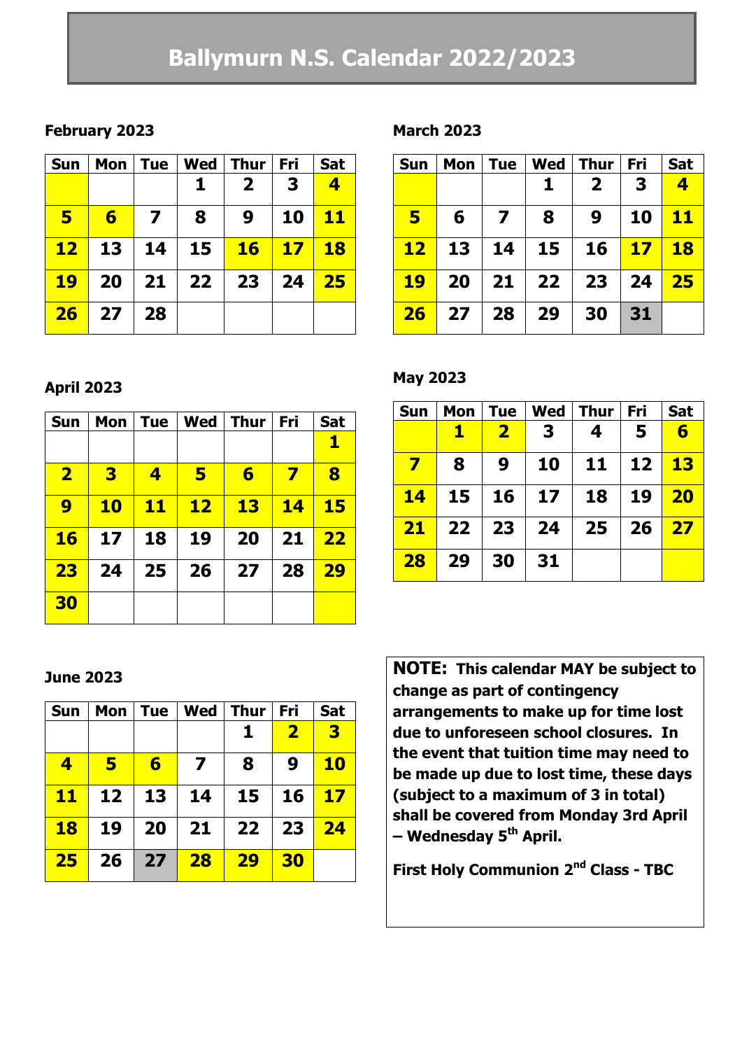# Ballymurn N.S. Calendar 2022/2023

**February 2023**

| Sun | Mon | Tue | Wed | Thur | Fri | Sat |
|---|---|---|---|---|---|---|
| | | | 1 | 2 | 3 | 4 |
| 5 | 6 | 7 | 8 | 9 | 10 | 11 |
| 12 | 13 | 14 | 15 | 16 | 17 | 18 |
| 19 | 20 | 21 | 22 | 23 | 24 | 25 |
| 26 | 27 | 28 | | | | |

**March 2023**

| Sun | Mon | Tue | Wed | Thur | Fri | Sat |
|---|---|---|---|---|---|---|
| | | | 1 | 2 | 3 | 4 |
| 5 | 6 | 7 | 8 | 9 | 10 | 11 |
| 12 | 13 | 14 | 15 | 16 | 17 | 18 |
| 19 | 20 | 21 | 22 | 23 | 24 | 25 |
| 26 | 27 | 28 | 29 | 30 | 31 | |

**April 2023**

| Sun | Mon | Tue | Wed | Thur | Fri | Sat |
|---|---|---|---|---|---|---|
| | | | | | | 1 |
| 2 | 3 | 4 | 5 | 6 | 7 | 8 |
| 9 | 10 | 11 | 12 | 13 | 14 | 15 |
| 16 | 17 | 18 | 19 | 20 | 21 | 22 |
| 23 | 24 | 25 | 26 | 27 | 28 | 29 |
| 30 | | | | | | |

**May 2023**

| Sun | Mon | Tue | Wed | Thur | Fri | Sat |
|---|---|---|---|---|---|---|
| | 1 | 2 | 3 | 4 | 5 | 6 |
| 7 | 8 | 9 | 10 | 11 | 12 | 13 |
| 14 | 15 | 16 | 17 | 18 | 19 | 20 |
| 21 | 22 | 23 | 24 | 25 | 26 | 27 |
| 28 | 29 | 30 | 31 | | | |

**June 2023**

| Sun | Mon | Tue | Wed | Thur | Fri | Sat |
|---|---|---|---|---|---|---|
| | | | | 1 | 2 | 3 |
| 4 | 5 | 6 | 7 | 8 | 9 | 10 |
| 11 | 12 | 13 | 14 | 15 | 16 | 17 |
| 18 | 19 | 20 | 21 | 22 | 23 | 24 |
| 25 | 26 | 27 | 28 | 29 | 30 | |

**NOTE: This calendar MAY be subject to change as part of contingency arrangements to make up for time lost due to unforeseen school closures. In the event that tuition time may need to be made up due to lost time, these days (subject to a maximum of 3 in total) shall be covered from Monday 3rd April – Wednesday 5th April.**

**First Holy Communion 2nd Class - TBC**